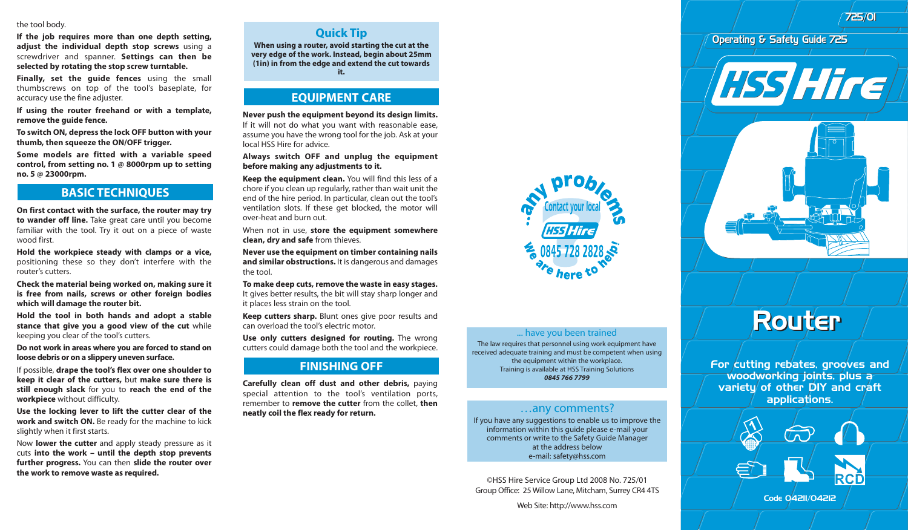the tool body.

**If the job requires more than one depth setting, adjust the individual depth stop screws** using a screwdriver and spanner. **Settings can then be selected by rotating the stop screw turntable.**

**Finally, set the guide fences** using the small thumbscrews on top of the tool's baseplate, for accuracy use the fine adjuster.

**If using the router freehand or with a template, remove the guide fence.**

**To switch ON, depress the lock OFF button with your thumb, then squeeze the ON/OFF trigger.**

**Some models are fitted with a variable speed control, from setting no. 1 @ 8000rpm up to setting no. 5 @ 23000rpm.**

## BASIC TECHNIQUES

**On first contact with the surface, the router may try to wander off line.** Take great care until you become familiar with the tool. Try it out on a piece of waste wood first.

**Hold the workpiece steady with clamps or a vice,** positioning these so they don't interfere with the router's cutters.

**Check the material being worked on, making sure it is free from nails, screws or other foreign bodies which will damage the router bit.**

**Hold the tool in both hands and adopt a stable stance that give you a good view of the cut** while keeping you clear of the tool's cutters.

**Do not work in areas where you are forced to stand on loose debris or on a slippery uneven surface.**

If possible, **drape the tool's flex over one shoulder to keep it clear of the cutters,** but **make sure there is still enough slack** for you to **reach the end of the workpiece** without difficulty.

**Use the locking lever to lift the cutter clear of the work and switch ON.** Be ready for the machine to kick slightly when it first starts.

Now **lower the cutter** and apply steady pressure as it cuts **into the work – until the depth stop prevents further progress.** You can then **slide the router over the work to remove waste as required.**

## Quick Tip

**When using a router, avoid starting the cut at the very edge of the work. Instead, begin about 25mm (1in) in from the edge and extend the cut towards it.**

## EQUIPMENT CARE

**Never push the equipment beyond its design limits.** If it will not do what you want with reasonable ease, assume you have the wrong tool for the job. Ask at your local HSS Hire for advice.

**Always switch OFF and unplug the equipment before making any adjustments to it.**

**Keep the equipment clean.** You will find this less of a chore if you clean up regularly, rather than wait until the end of the hire period. In particular, clean out the tool's ventilation slots. If these get blocked, the motor will over-heat and burn out.

When not in use, **store the equipment somewhere clean, dry and safe** from thieves.

**Never use the equipment on timber containing nails and similar obstructions.** It is dangerous and damages the tool.

**To make deep cuts, remove the waste in easy stages.** It gives better results, the bit will stay sharp longer and it places less strain on the tool.

**Keep cutters sharp.** Blunt ones give poor results and can overload the tool's electric motor.

**Use only cutters designed for routing.** The wrong cutters could damage both the tool and the workpiece.

## FINISHING OFF

**Carefully clean off dust and other debris,** paying special attention to the tool's ventilation ports, remember to **remove the cutter** from the collet, **then neatly coil the flex ready for return.**

...any problems? Contact your local HSS Hire 0845 728 2828 We are here to help!

### ... have you been trained

The law requires that personnel using work equipment have received adequate training and must be competent when using the equipment within the workplace.
Training is available at HSS Training Solutions
***0845 766 7799***

### …any comments?

If you have any suggestions to enable us to improve the information within this guide please e-mail your comments or write to the Safety Guide Manager at the address below
e-mail: safety@hss.com

©HSS Hire Service Group Ltd 2008 No. 725/01
Group Office: 25 Willow Lane, Mitcham, Surrey CR4 4TS

Web Site: http://www.hss.com

725/01

Operating & Safety Guide 725

HSS Hire

# Router

For cutting rebates, grooves and woodworking joints, plus a variety of other DIY and craft applications.

RCD

Code 04211/04212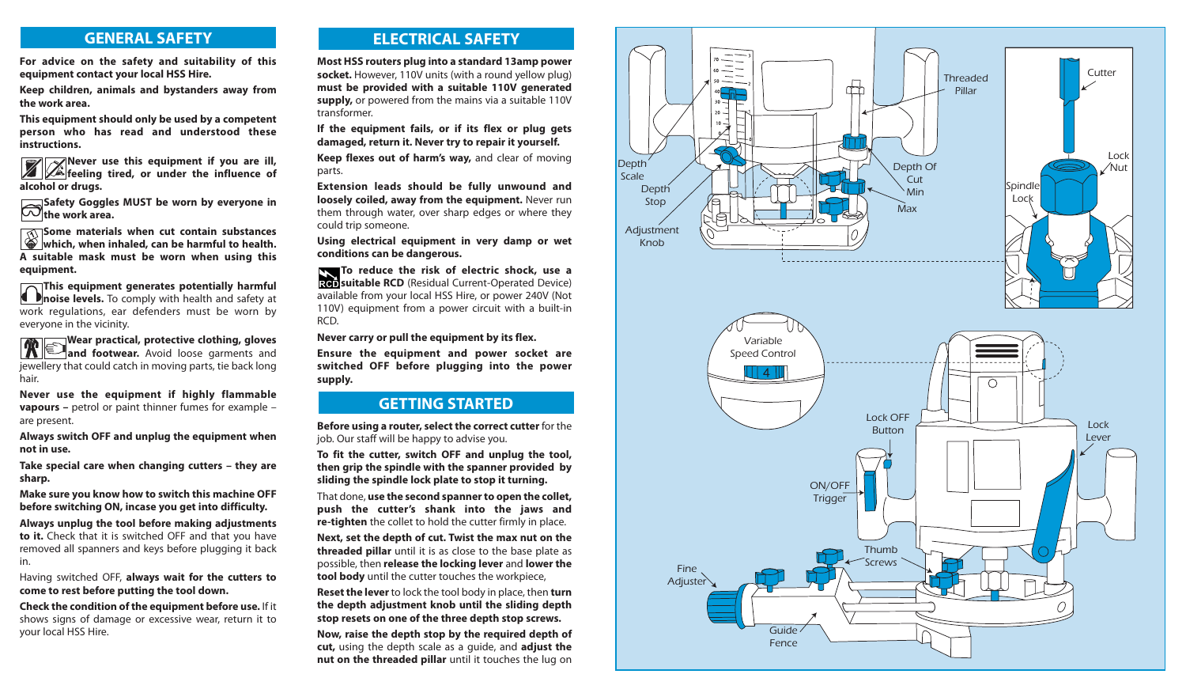## GENERAL SAFETY

**For advice on the safety and suitability of this equipment contact your local HSS Hire.**

**Keep children, animals and bystanders away from the work area.**

**This equipment should only be used by a competent person who has read and understood these instructions.**

**Never use this equipment if you are ill, feeling tired, or under the influence of alcohol or drugs.**

**Safety Goggles MUST be worn by everyone in the work area.**

**Some materials when cut contain substances which, when inhaled, can be harmful to health. A suitable mask must be worn when using this equipment.**

**This equipment generates potentially harmful noise levels.** To comply with health and safety at work regulations, ear defenders must be worn by everyone in the vicinity.

**Wear practical, protective clothing, gloves and footwear.** Avoid loose garments and jewellery that could catch in moving parts, tie back long hair.

**Never use the equipment if highly flammable vapours** – petrol or paint thinner fumes for example – are present.

**Always switch OFF and unplug the equipment when not in use.**

**Take special care when changing cutters – they are sharp.**

**Make sure you know how to switch this machine OFF before switching ON, incase you get into difficulty.**

**Always unplug the tool before making adjustments to it.** Check that it is switched OFF and that you have removed all spanners and keys before plugging it back in.

Having switched OFF, **always wait for the cutters to come to rest before putting the tool down.**

**Check the condition of the equipment before use.** If it shows signs of damage or excessive wear, return it to your local HSS Hire.

## ELECTRICAL SAFETY

**Most HSS routers plug into a standard 13amp power socket.** However, 110V units (with a round yellow plug) **must be provided with a suitable 110V generated supply,** or powered from the mains via a suitable 110V transformer.

**If the equipment fails, or if its flex or plug gets damaged, return it. Never try to repair it yourself.**

**Keep flexes out of harm's way,** and clear of moving parts.

**Extension leads should be fully unwound and loosely coiled, away from the equipment.** Never run them through water, over sharp edges or where they could trip someone.

**Using electrical equipment in very damp or wet conditions can be dangerous.**

**To reduce the risk of electric shock, use a suitable RCD** (Residual Current-Operated Device) available from your local HSS Hire, or power 240V (Not 110V) equipment from a power circuit with a built-in RCD.

**Never carry or pull the equipment by its flex.**

**Ensure the equipment and power socket are switched OFF before plugging into the power supply.**

## GETTING STARTED

**Before using a router, select the correct cutter** for the job. Our staff will be happy to advise you.

**To fit the cutter, switch OFF and unplug the tool, then grip the spindle with the spanner provided by sliding the spindle lock plate to stop it turning.**

That done, **use the second spanner to open the collet, push the cutter's shank into the jaws and re-tighten** the collet to hold the cutter firmly in place.

**Next, set the depth of cut. Twist the max nut on the threaded pillar** until it is as close to the base plate as possible, then **release the locking lever** and **lower the tool body** until the cutter touches the workpiece.

**Reset the lever** to lock the tool body in place, then **turn the depth adjustment knob until the sliding depth stop resets on one of the three depth stop screws.**

**Now, raise the depth stop by the required depth of cut,** using the depth scale as a guide, and **adjust the nut on the threaded pillar** until it touches the lug on

Depth Scale
Depth Stop
Adjustment Knob
Threaded Pillar
Depth Of Cut
Min
Max
Cutter
Lock Nut
Spindle Lock
Variable Speed Control
4
Lock OFF Button
Lock Lever
ON/OFF Trigger
Thumb Screws
Fine Adjuster
Guide Fence